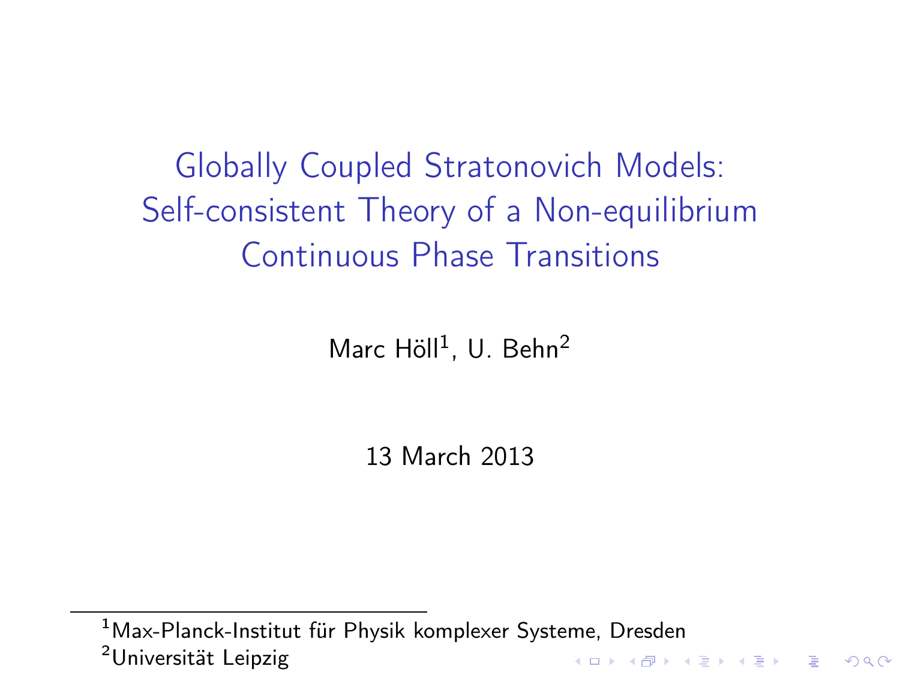# Globally Coupled Stratonovich Models: Self-consistent Theory of a Non-equilibrium Continuous Phase Transitions

Marc Höll[1], U. Behn[2]

13 March 2013

[1] Max-Planck-Institut für Physik komplexer Systeme, Dresden
[2] Universität Leipzig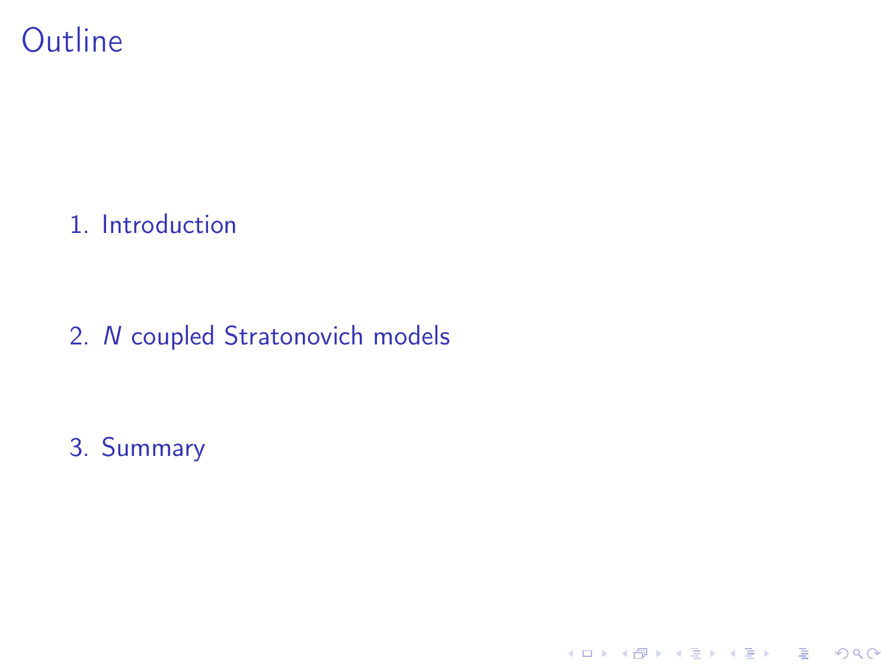# Outline

1. Introduction

2. $N$ coupled Stratonovich models

3. Summary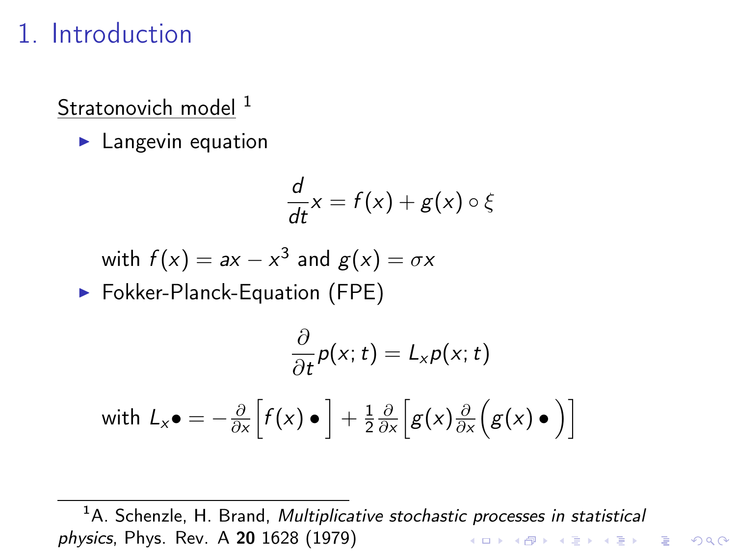# 1. Introduction

Stratonovich model [1]

- Langevin equation

$$\frac{d}{dt}x = f(x) + g(x) \circ \xi$$

with $f(x) = ax - x^3$ and $g(x) = \sigma x$

- Fokker-Planck-Equation (FPE)

$$\frac{\partial}{\partial t}p(x;t) = L_x p(x;t)$$

with $L_x \bullet = -\frac{\partial}{\partial x}\Big[f(x)\bullet\Big] + \frac{1}{2}\frac{\partial}{\partial x}\Big[g(x)\frac{\partial}{\partial x}\Big(g(x)\bullet\Big)\Big]$

---

[1] A. Schenzle, H. Brand, *Multiplicative stochastic processes in statistical physics*, Phys. Rev. A **20** 1628 (1979)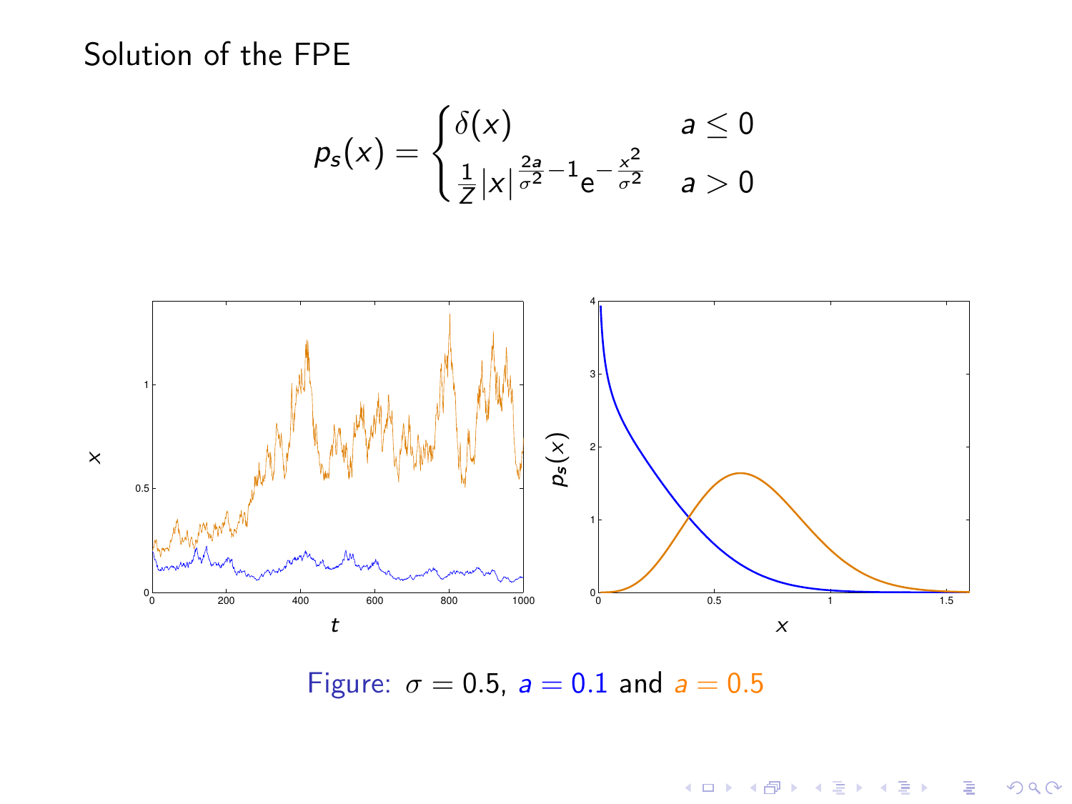# Solution of the FPE

$$
p_s(x) = \begin{cases} \delta(x) & a \leq 0 \\ \frac{1}{Z}|x|^{\frac{2a}{\sigma^2}-1} e^{-\frac{x^2}{\sigma^2}} & a > 0 \end{cases}
$$

Figure: $\sigma = 0.5$, $a = 0.1$ and $a = 0.5$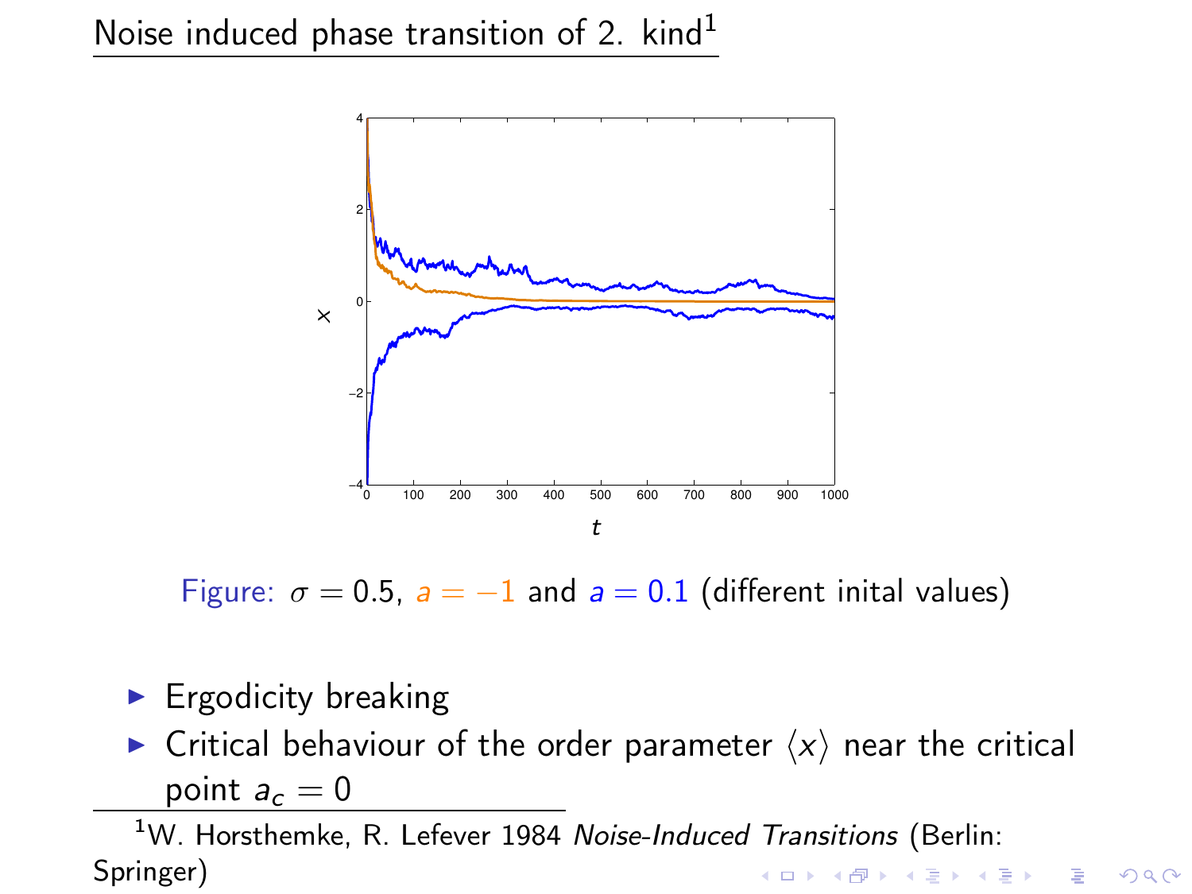# Noise induced phase transition of 2. kind[1]

Figure: $\sigma = 0.5$, $a = -1$ and $a = 0.1$ (different inital values)

- Ergodicity breaking
- Critical behaviour of the order parameter $\langle x \rangle$ near the critical point $a_c = 0$

[1] W. Horsthemke, R. Lefever 1984 *Noise-Induced Transitions* (Berlin: Springer)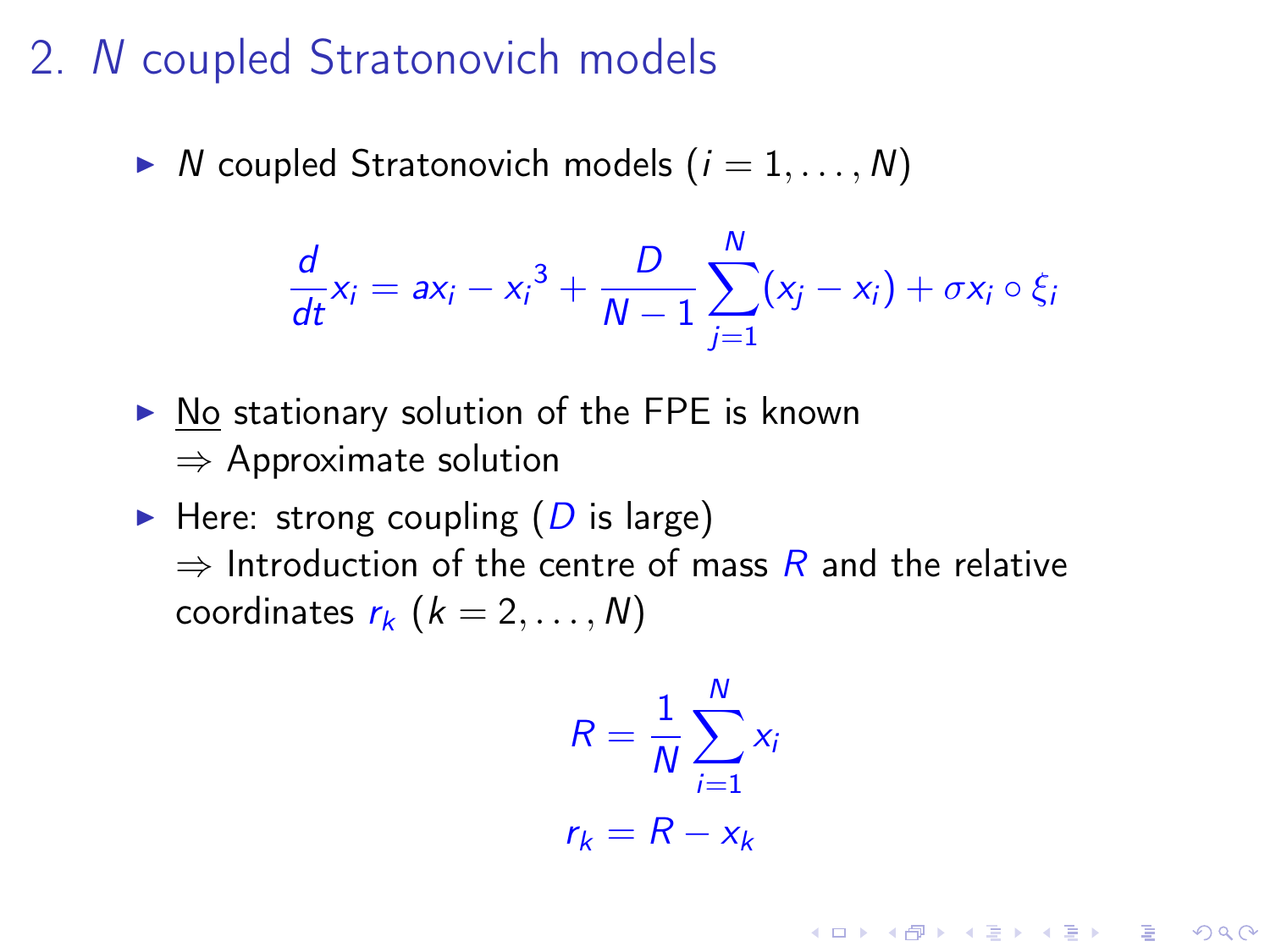## 2. $N$ coupled Stratonovich models

- $N$ coupled Stratonovich models ($i = 1, \ldots, N$)

$$\frac{d}{dt}x_i = ax_i - {x_i}^3 + \frac{D}{N-1}\sum_{j=1}^{N}(x_j - x_i) + \sigma x_i \circ \xi_i$$

- No stationary solution of the FPE is known
  $\Rightarrow$ Approximate solution
- Here: strong coupling ($D$ is large)
  $\Rightarrow$ Introduction of the centre of mass $R$ and the relative coordinates $r_k$ ($k = 2, \ldots, N$)

$$R = \frac{1}{N}\sum_{i=1}^{N} x_i$$

$$r_k = R - x_k$$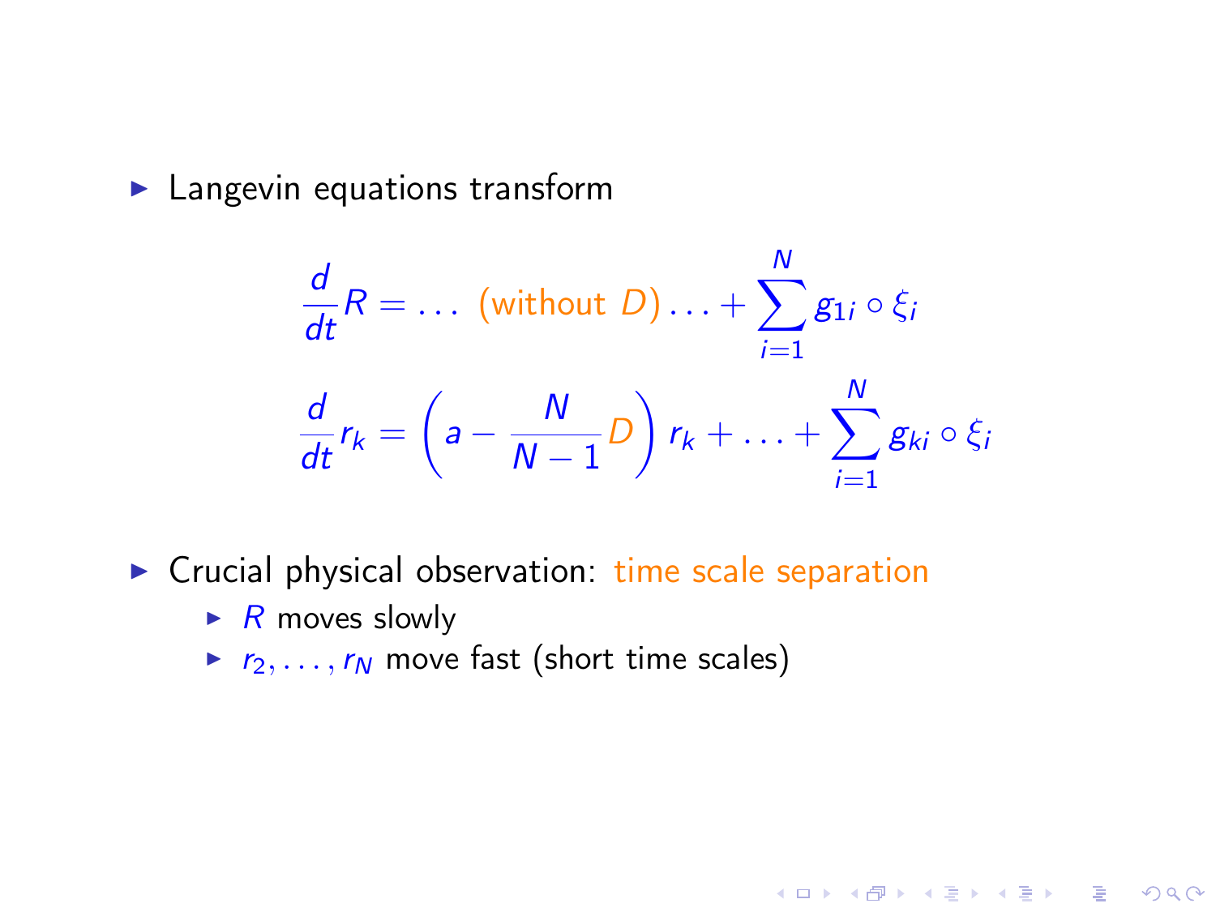- Langevin equations transform

$$\frac{d}{dt}R = \ldots \text{ (without } D) \ldots + \sum_{i=1}^{N} g_{1i} \circ \xi_i$$

$$\frac{d}{dt}r_k = \left(a - \frac{N}{N-1}D\right) r_k + \ldots + \sum_{i=1}^{N} g_{ki} \circ \xi_i$$

- Crucial physical observation: time scale separation
  - $R$ moves slowly
  - $r_2, \ldots, r_N$ move fast (short time scales)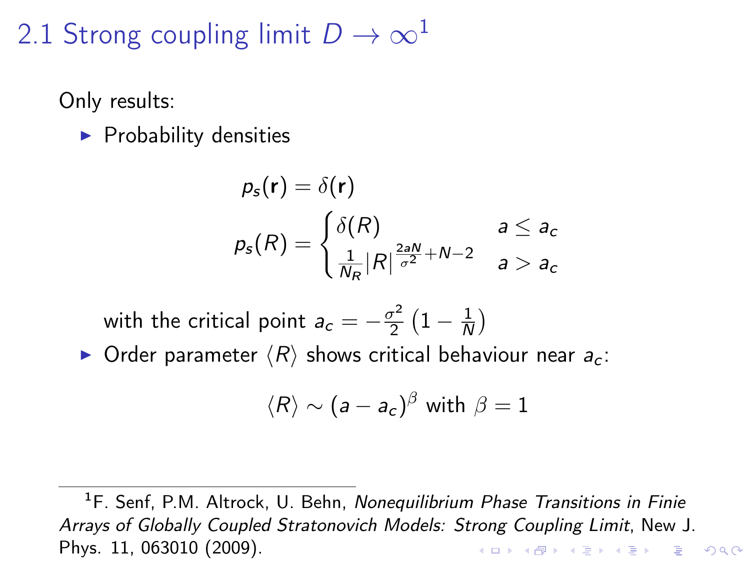# 2.1 Strong coupling limit $D \to \infty$[1]

Only results:

- Probability densities

$$p_s(\mathbf{r}) = \delta(\mathbf{r})$$

$$p_s(R) = \begin{cases} \delta(R) & a \leq a_c \\ \frac{1}{N_R}|R|^{\frac{2aN}{\sigma^2}+N-2} & a > a_c \end{cases}$$

  with the critical point $a_c = -\frac{\sigma^2}{2}\left(1 - \frac{1}{N}\right)$

- Order parameter $\langle R \rangle$ shows critical behaviour near $a_c$:

$$\langle R \rangle \sim (a - a_c)^\beta \text{ with } \beta = 1$$

---

[1] F. Senf, P.M. Altrock, U. Behn, *Nonequilibrium Phase Transitions in Finie Arrays of Globally Coupled Stratonovich Models: Strong Coupling Limit*, New J. Phys. 11, 063010 (2009).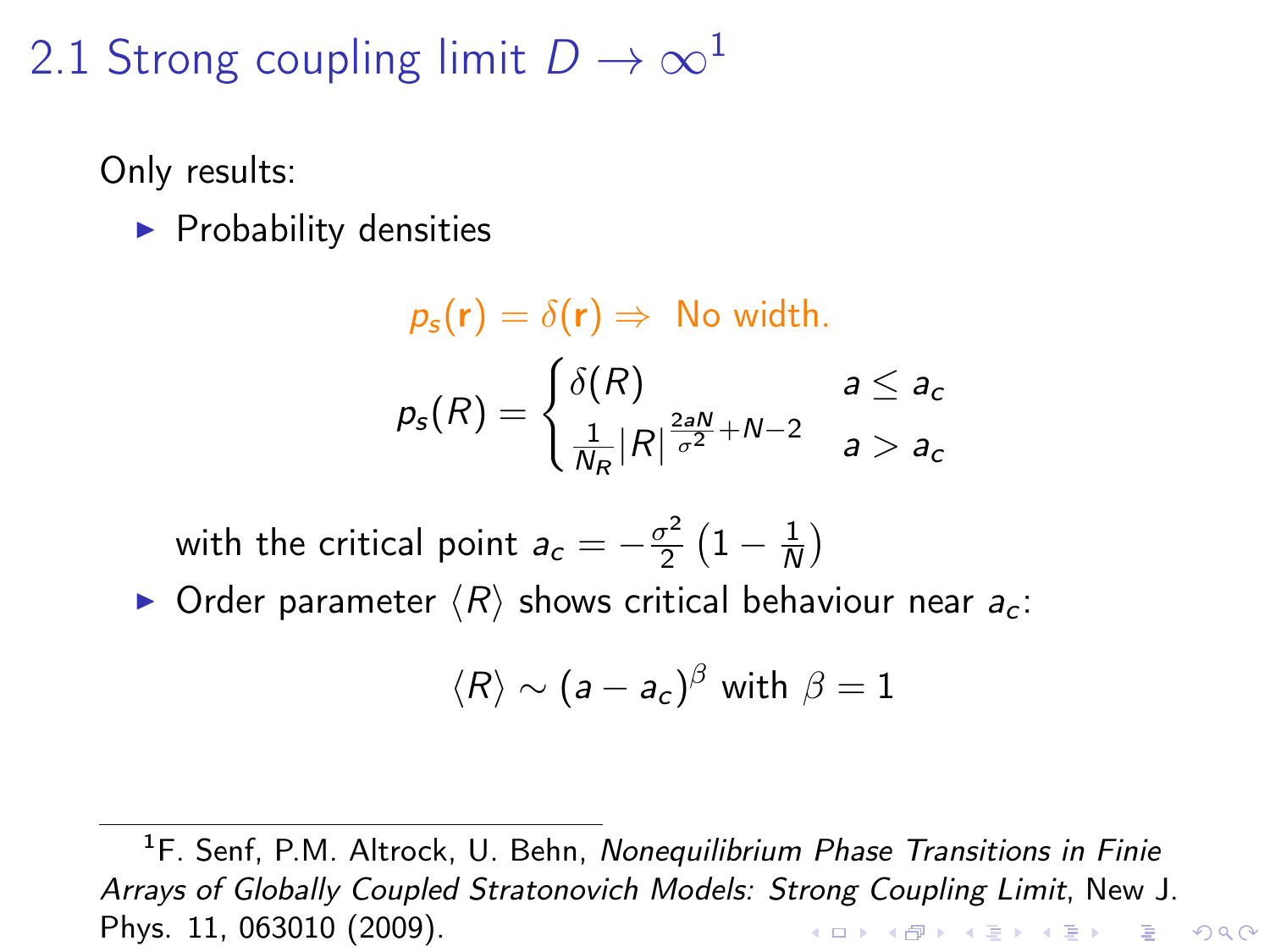# 2.1 Strong coupling limit $D \to \infty$[1]

Only results:

- Probability densities

$$p_s(\mathbf{r}) = \delta(\mathbf{r}) \Rightarrow \text{ No width.}$$

$$p_s(R) = \begin{cases} \delta(R) & a \leq a_c \\ \frac{1}{N_R} |R|^{\frac{2aN}{\sigma^2} + N - 2} & a > a_c \end{cases}$$

with the critical point $a_c = -\frac{\sigma^2}{2}\left(1 - \frac{1}{N}\right)$

- Order parameter $\langle R \rangle$ shows critical behaviour near $a_c$:

$$\langle R \rangle \sim (a - a_c)^\beta \text{ with } \beta = 1$$

---

[1] F. Senf, P.M. Altrock, U. Behn, *Nonequilibrium Phase Transitions in Finie Arrays of Globally Coupled Stratonovich Models: Strong Coupling Limit*, New J. Phys. 11, 063010 (2009).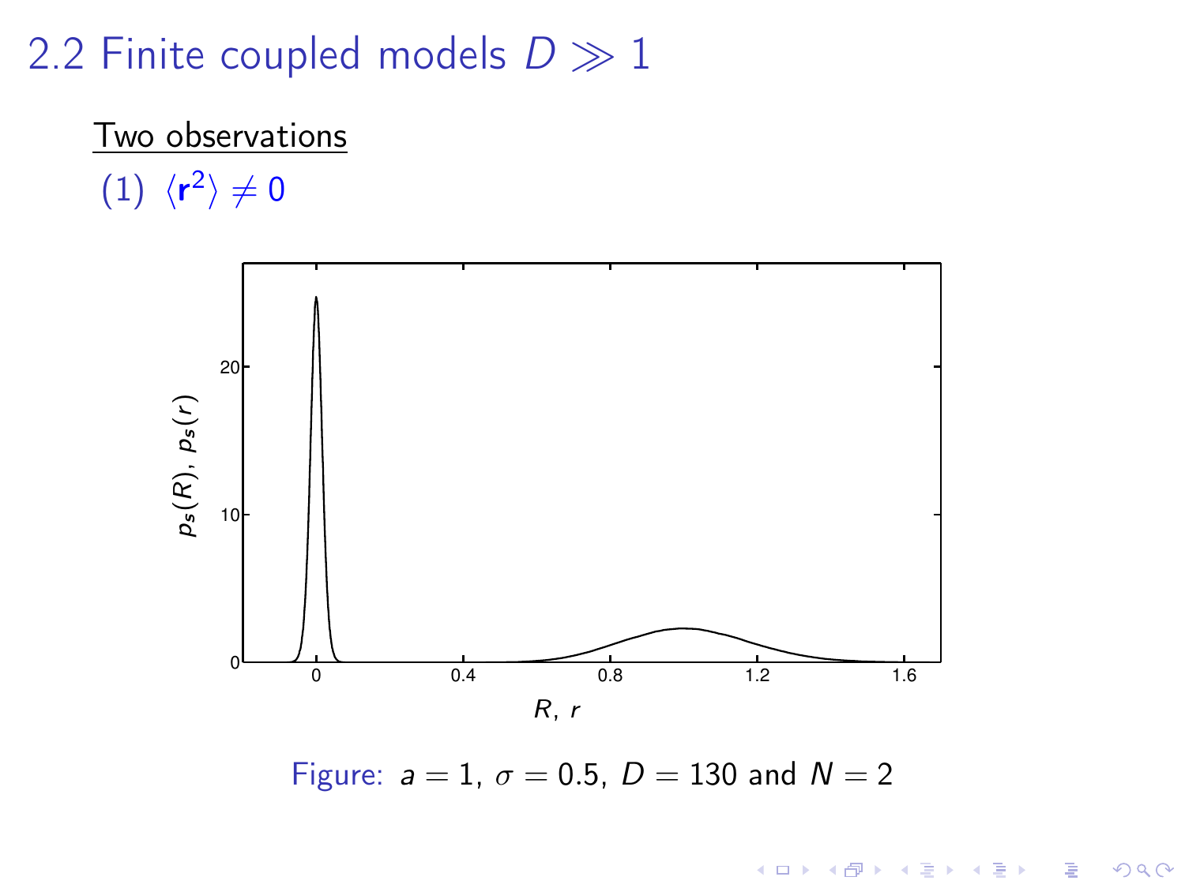# 2.2 Finite coupled models $D \gg 1$

Two observations

(1) $\langle \mathbf{r}^2 \rangle \neq 0$

Figure: $a = 1$, $\sigma = 0.5$, $D = 130$ and $N = 2$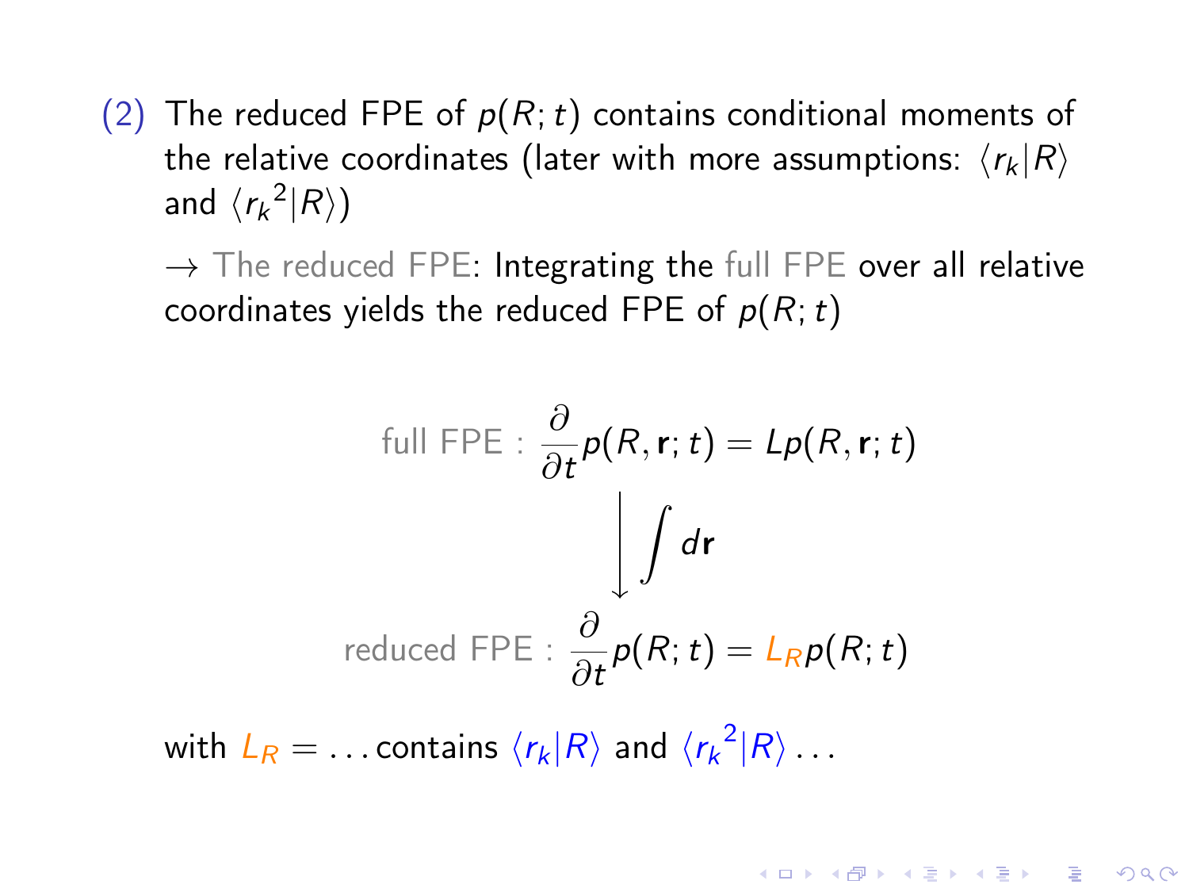(2) The reduced FPE of $p(R;t)$ contains conditional moments of the relative coordinates (later with more assumptions: $\langle r_k | R \rangle$ and $\langle {r_k}^2 | R \rangle$)

$\rightarrow$ The reduced FPE: Integrating the full FPE over all relative coordinates yields the reduced FPE of $p(R;t)$

$$\text{full FPE}: \frac{\partial}{\partial t} p(R, \mathbf{r}; t) = L p(R, \mathbf{r}; t)$$

$$\Big\downarrow \int d\mathbf{r}$$

$$\text{reduced FPE}: \frac{\partial}{\partial t} p(R; t) = L_R p(R; t)$$

with $L_R = \ldots$ contains $\langle r_k | R \rangle$ and $\langle {r_k}^2 | R \rangle \ldots$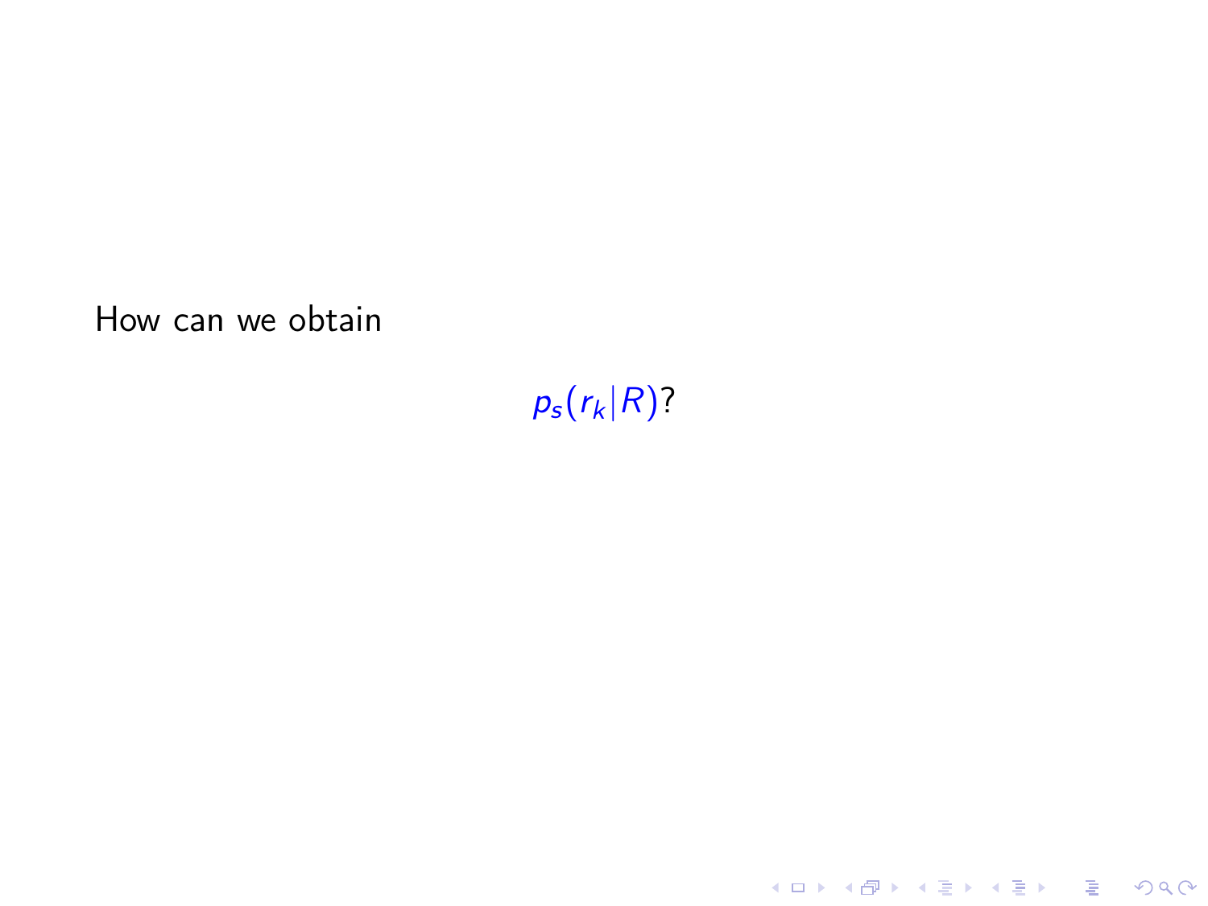How can we obtain

$$p_s(r_k|R)?$$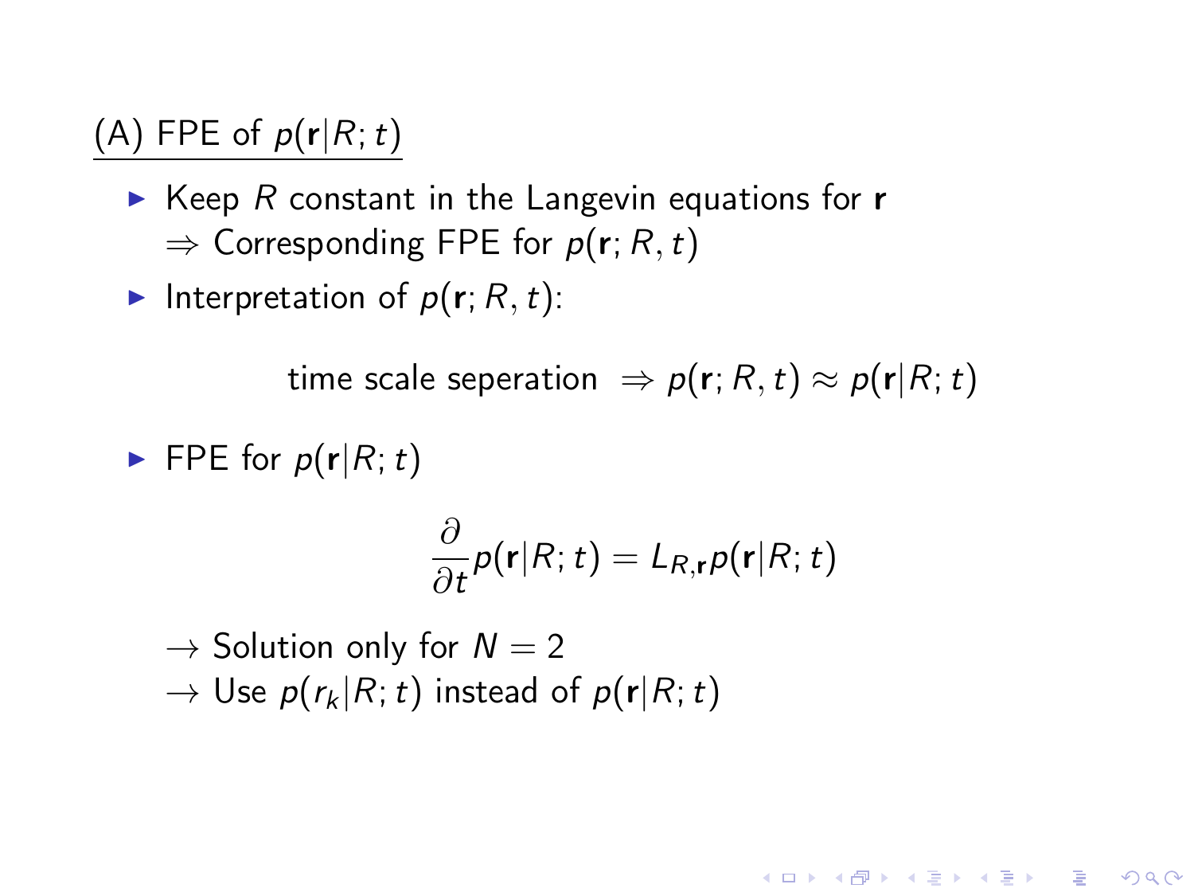## (A) FPE of $p(\mathbf{r}|R;t)$

- Keep $R$ constant in the Langevin equations for $\mathbf{r}$
  $\Rightarrow$ Corresponding FPE for $p(\mathbf{r};R,t)$
- Interpretation of $p(\mathbf{r};R,t)$:

$$\text{time scale seperation } \Rightarrow p(\mathbf{r};R,t) \approx p(\mathbf{r}|R;t)$$

- FPE for $p(\mathbf{r}|R;t)$

$$\frac{\partial}{\partial t} p(\mathbf{r}|R;t) = L_{R,\mathbf{r}} p(\mathbf{r}|R;t)$$

  $\rightarrow$ Solution only for $N = 2$
  $\rightarrow$ Use $p(r_k|R;t)$ instead of $p(\mathbf{r}|R;t)$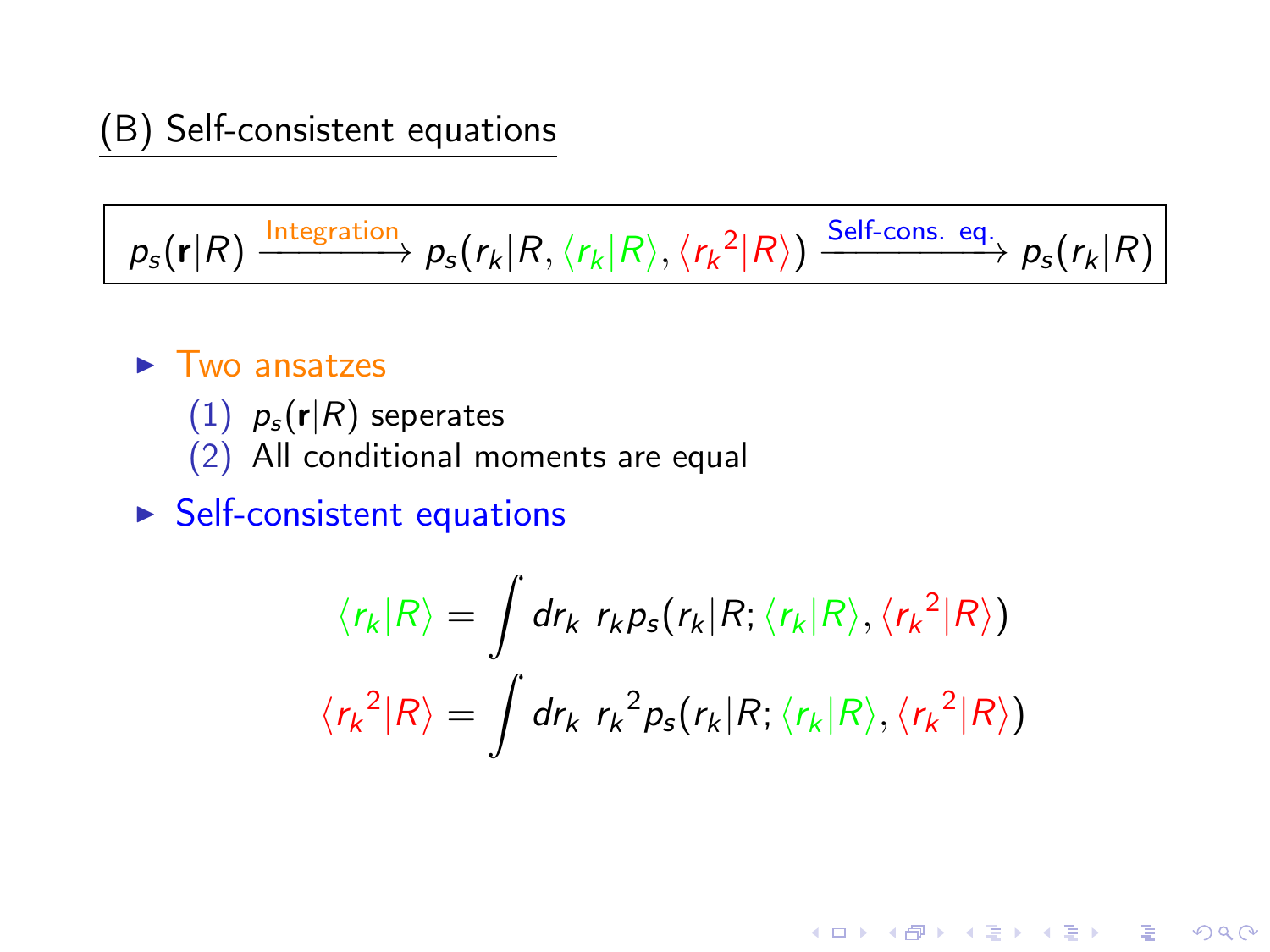## (B) Self-consistent equations

$$p_s(\mathbf{r}|R) \xrightarrow{\text{Integration}} p_s(r_k|R, \langle r_k|R\rangle, \langle {r_k}^2|R\rangle) \xrightarrow{\text{Self-cons. eq.}} p_s(r_k|R)$$

- Two ansatzes
  - (1) $p_s(\mathbf{r}|R)$ seperates
  - (2) All conditional moments are equal
- Self-consistent equations

$$\langle r_k|R\rangle = \int dr_k \; r_k p_s(r_k|R; \langle r_k|R\rangle, \langle {r_k}^2|R\rangle)$$

$$\langle {r_k}^2|R\rangle = \int dr_k \; {r_k}^2 p_s(r_k|R; \langle r_k|R\rangle, \langle {r_k}^2|R\rangle)$$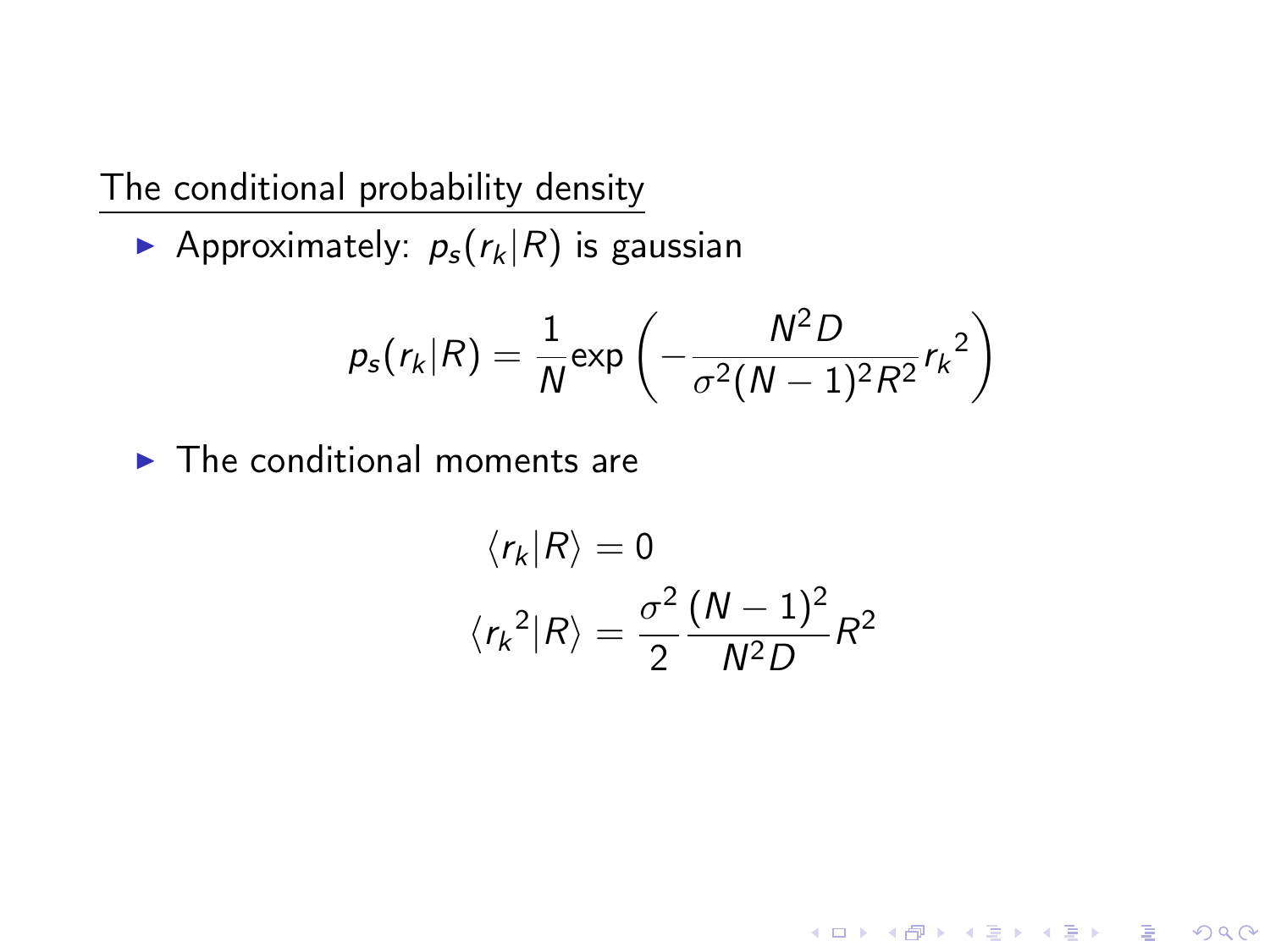## The conditional probability density

- Approximately: $p_s(r_k|R)$ is gaussian

$$p_s(r_k|R) = \frac{1}{N}\exp\left(-\frac{N^2 D}{\sigma^2 (N-1)^2 R^2}{r_k}^2\right)$$

- The conditional moments are

$$\langle r_k|R\rangle = 0$$

$$\langle {r_k}^2|R\rangle = \frac{\sigma^2}{2}\frac{(N-1)^2}{N^2 D}R^2$$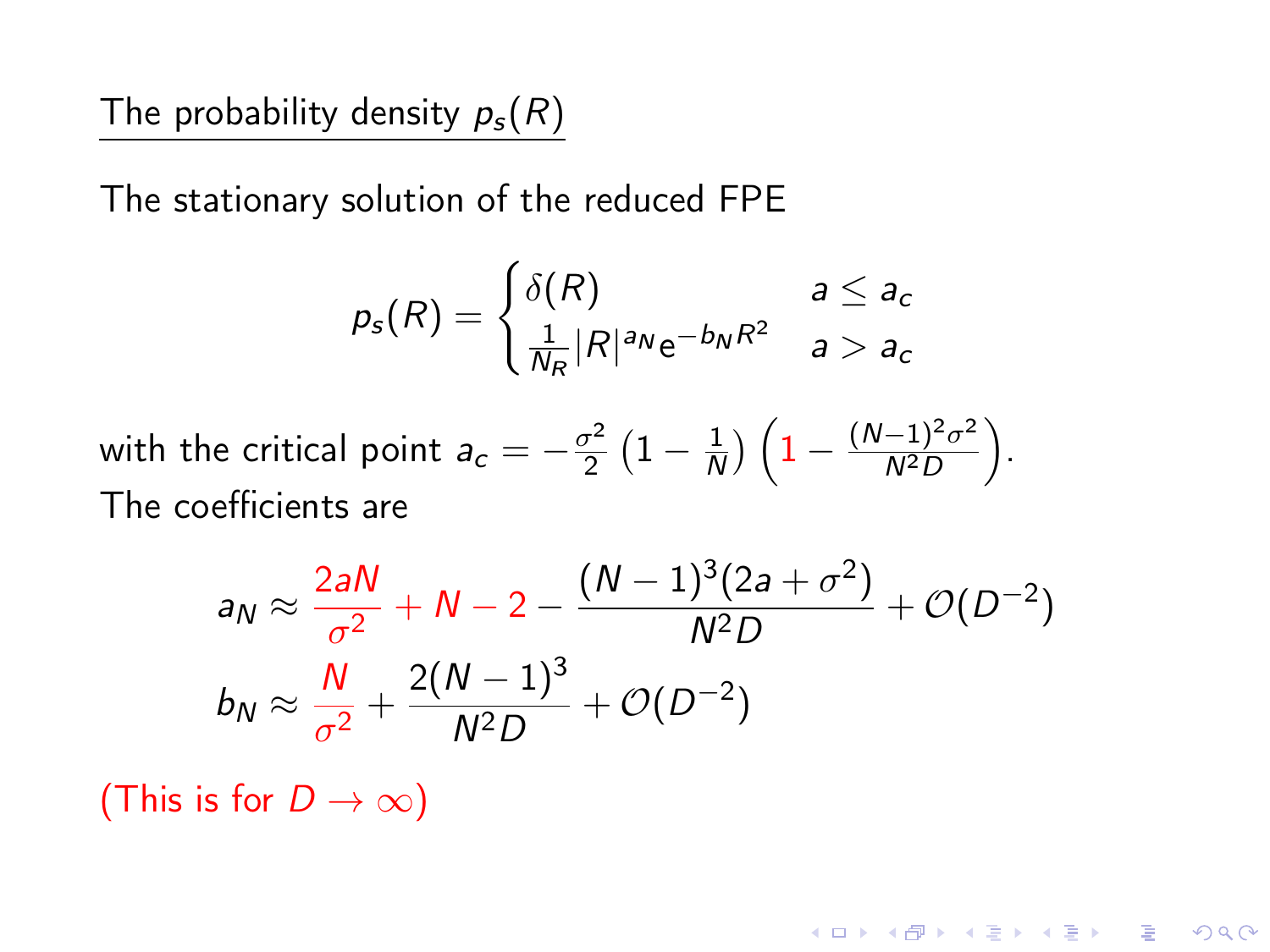## The probability density $p_s(R)$

The stationary solution of the reduced FPE

$$p_s(R) = \begin{cases} \delta(R) & a \leq a_c \\ \frac{1}{N_R}|R|^{a_N} \mathrm{e}^{-b_N R^2} & a > a_c \end{cases}$$

with the critical point $a_c = -\frac{\sigma^2}{2}\left(1 - \frac{1}{N}\right)\left(1 - \frac{(N-1)^2\sigma^2}{N^2 D}\right)$.
The coefficients are

$$a_N \approx \frac{2aN}{\sigma^2} + N - 2 - \frac{(N-1)^3(2a+\sigma^2)}{N^2 D} + \mathcal{O}(D^{-2})$$

$$b_N \approx \frac{N}{\sigma^2} + \frac{2(N-1)^3}{N^2 D} + \mathcal{O}(D^{-2})$$

(This is for $D \to \infty$)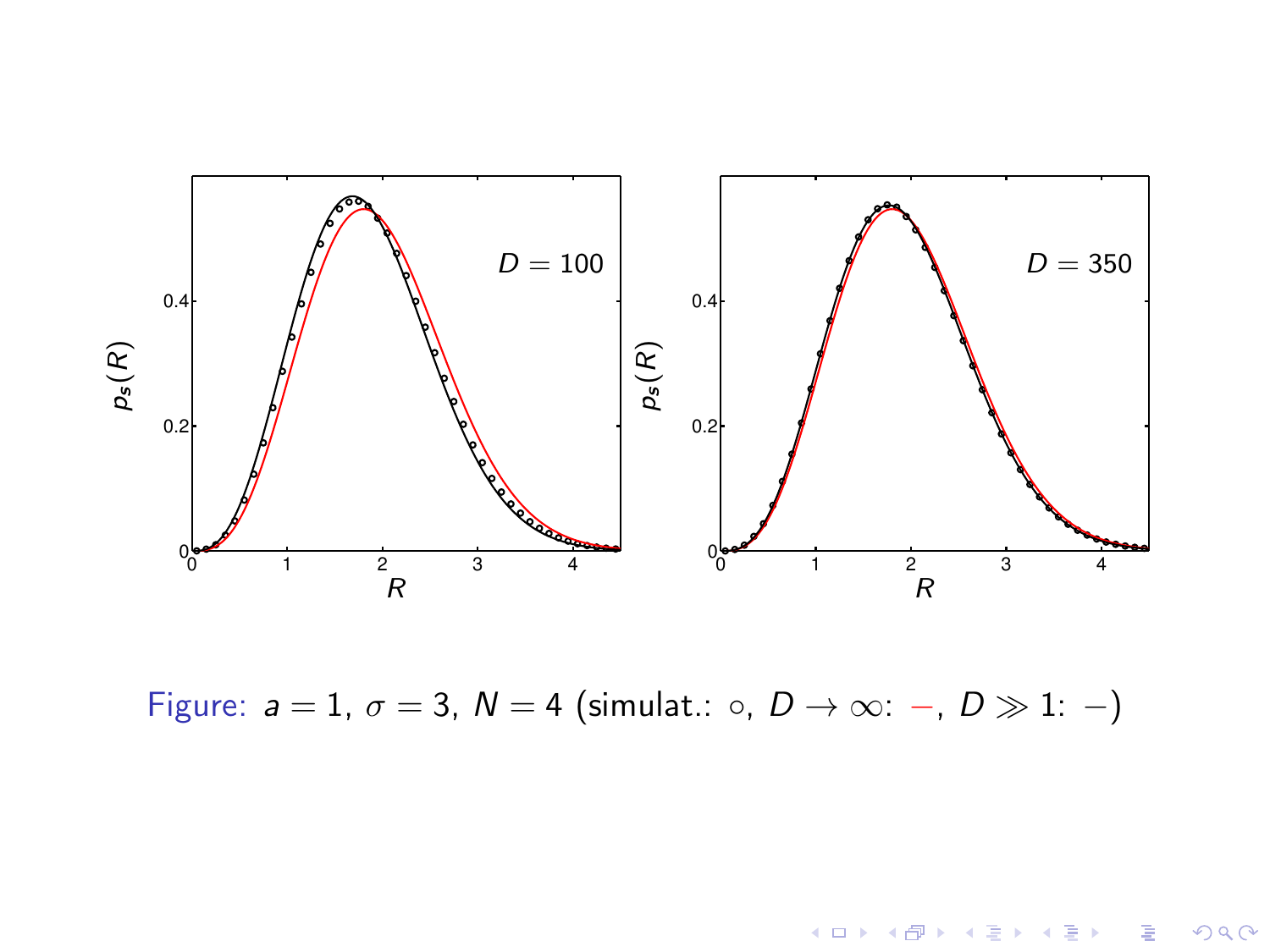Figure: $a = 1$, $\sigma = 3$, $N = 4$ (simulat.: $\circ$, $D \to \infty$: $-$, $D \gg 1$: $-$)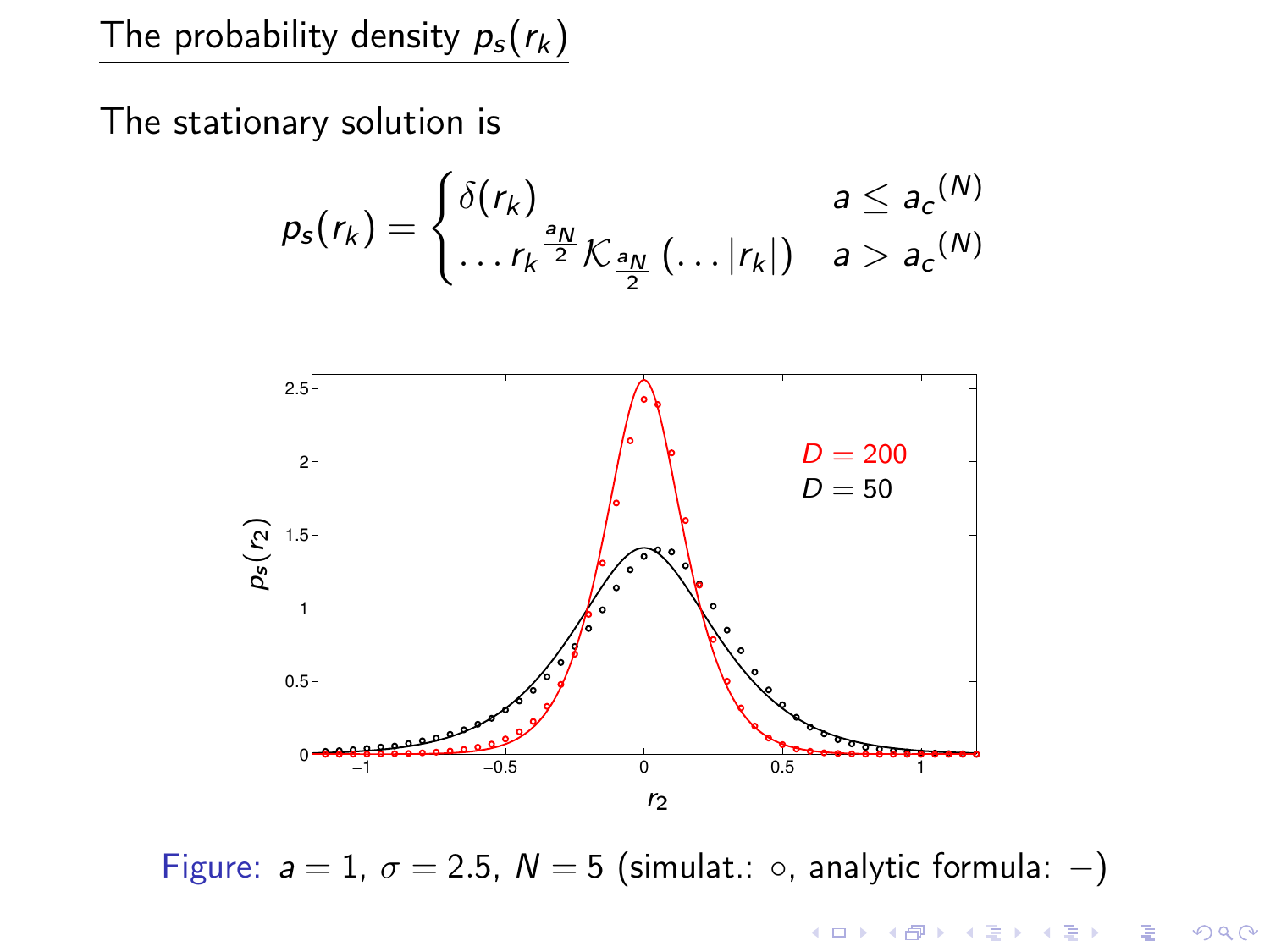## The probability density $p_s(r_k)$

The stationary solution is

$$p_s(r_k) = \begin{cases} \delta(r_k) & a \leq {a_c}^{(N)} \\ \ldots {r_k}^{\frac{a_N}{2}} \mathcal{K}_{\frac{a_N}{2}}\left(\ldots |r_k|\right) & a > {a_c}^{(N)} \end{cases}$$

Figure: $a = 1$, $\sigma = 2.5$, $N = 5$ (simulat.: $\circ$, analytic formula: $-$)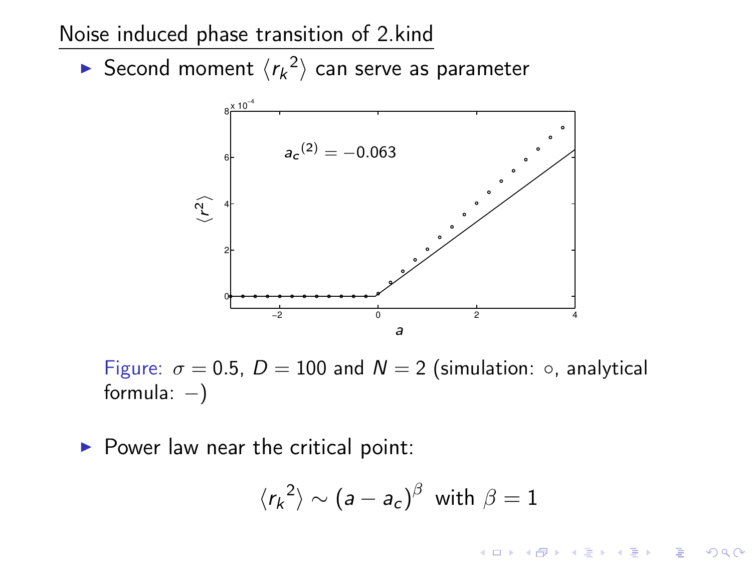## Noise induced phase transition of 2.kind

- Second moment $\langle {r_k}^2 \rangle$ can serve as parameter

Figure: $\sigma = 0.5$, $D = 100$ and $N = 2$ (simulation: $\circ$, analytical formula: $-$)

- Power law near the critical point:

$$\langle {r_k}^2 \rangle \sim (a - a_c)^{\beta} \text{ with } \beta = 1$$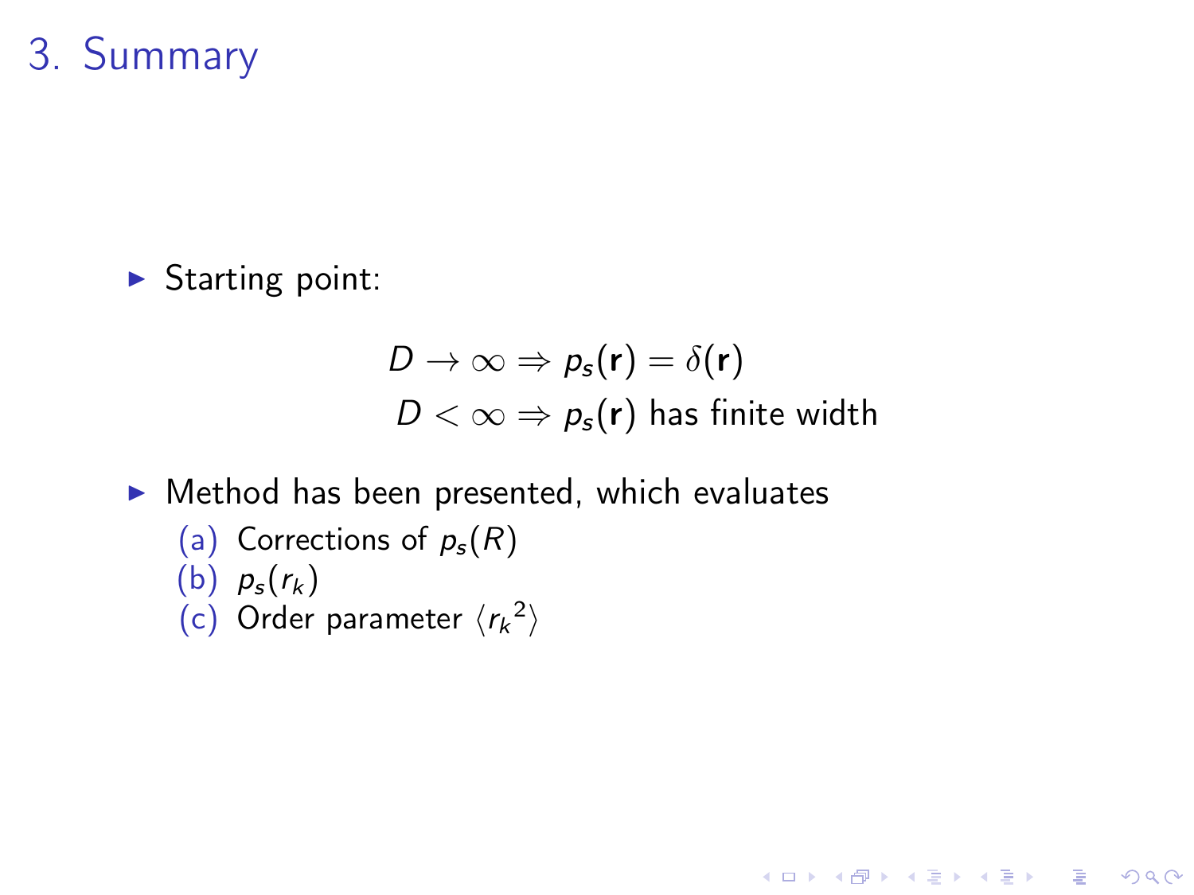# 3. Summary

- Starting point:

$$D \to \infty \Rightarrow p_s(\mathbf{r}) = \delta(\mathbf{r})$$
$$D < \infty \Rightarrow p_s(\mathbf{r}) \text{ has finite width}$$

- Method has been presented, which evaluates
  (a) Corrections of $p_s(R)$
  (b) $p_s(r_k)$
  (c) Order parameter $\langle {r_k}^2 \rangle$